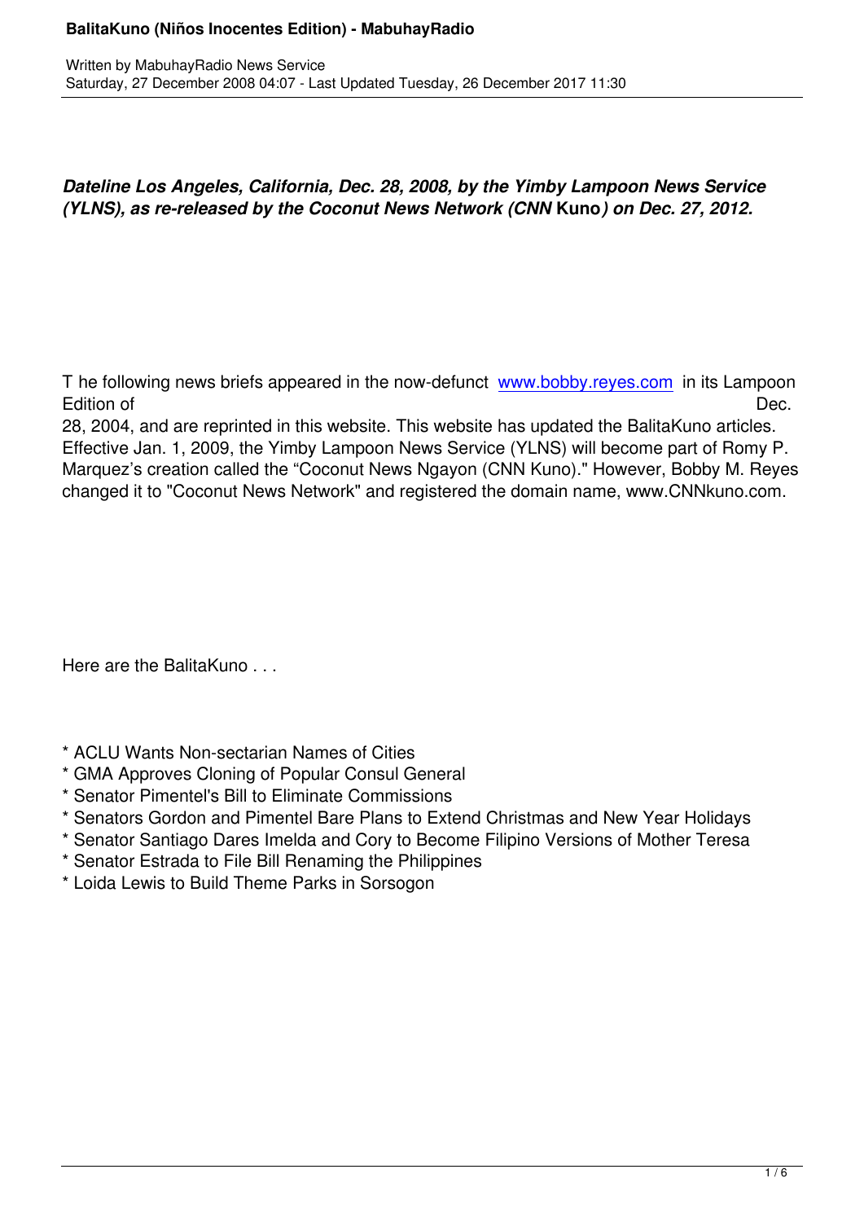*Dateline Los Angeles, California, Dec. 28, 2008, by the Yimby Lampoon News Service (YLNS), as re-released by the Coconut News Network (CNN* **Kuno***) on Dec. 27, 2012.*

The following news briefs appeared in the now-defunct [www.bobby.reyes.com](www.bobby.reyes.com) in its Lampoon Edition of Dec. 28, 2004, and are reprinted in this website. This website has updated the BalitaKuno articles. Effective Jan. 1, 2009, the Yimby Lampoon News Service (YLNS) will become part of Romy P. Marquez's creation called the "Coconut News Ngayon (CNN Kuno)." However, Bobby M. Reyes changed it to "Coconut News Network" and registered the domain name, www.CNNkuno.com.

Here are the BalitaKuno . . .

* ACLU Wants Non-sectarian Names of Cities
* GMA Approves Cloning of Popular Consul General
* Senator Pimentel's Bill to Eliminate Commissions
* Senators Gordon and Pimentel Bare Plans to Extend Christmas and New Year Holidays
* Senator Santiago Dares Imelda and Cory to Become Filipino Versions of Mother Teresa
* Senator Estrada to File Bill Renaming the Philippines
* Loida Lewis to Build Theme Parks in Sorsogon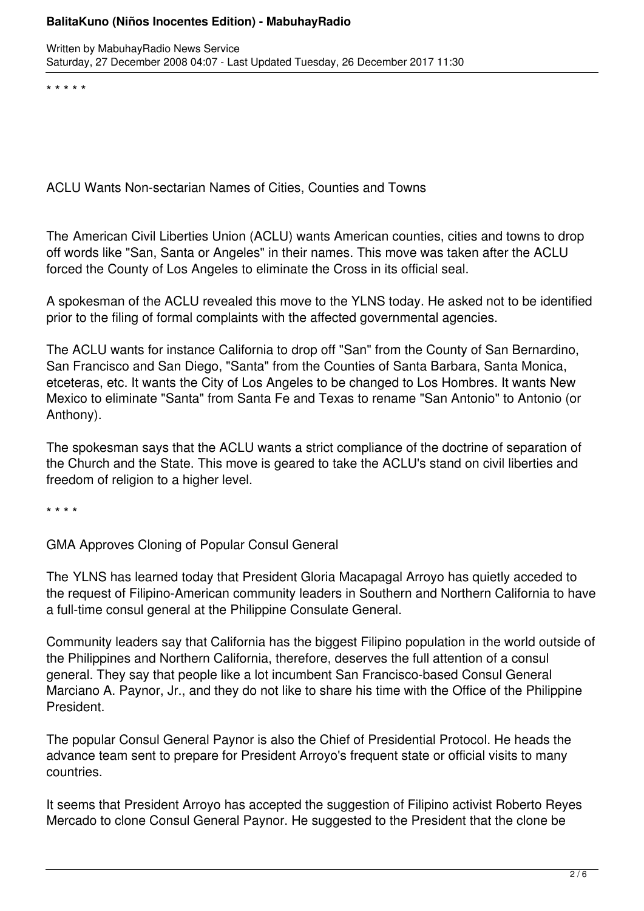\* \* \* \* \*

## ACLU Wants Non-sectarian Names of Cities, Counties and Towns

The American Civil Liberties Union (ACLU) wants American counties, cities and towns to drop off words like "San, Santa or Angeles" in their names. This move was taken after the ACLU forced the County of Los Angeles to eliminate the Cross in its official seal.

A spokesman of the ACLU revealed this move to the YLNS today. He asked not to be identified prior to the filing of formal complaints with the affected governmental agencies.

The ACLU wants for instance California to drop off "San" from the County of San Bernardino, San Francisco and San Diego, "Santa" from the Counties of Santa Barbara, Santa Monica, etceteras, etc. It wants the City of Los Angeles to be changed to Los Hombres. It wants New Mexico to eliminate "Santa" from Santa Fe and Texas to rename "San Antonio" to Antonio (or Anthony).

The spokesman says that the ACLU wants a strict compliance of the doctrine of separation of the Church and the State. This move is geared to take the ACLU's stand on civil liberties and freedom of religion to a higher level.

\* \* \* \*

## GMA Approves Cloning of Popular Consul General

The YLNS has learned today that President Gloria Macapagal Arroyo has quietly acceded to the request of Filipino-American community leaders in Southern and Northern California to have a full-time consul general at the Philippine Consulate General.

Community leaders say that California has the biggest Filipino population in the world outside of the Philippines and Northern California, therefore, deserves the full attention of a consul general. They say that people like a lot incumbent San Francisco-based Consul General Marciano A. Paynor, Jr., and they do not like to share his time with the Office of the Philippine President.

The popular Consul General Paynor is also the Chief of Presidential Protocol. He heads the advance team sent to prepare for President Arroyo's frequent state or official visits to many countries.

It seems that President Arroyo has accepted the suggestion of Filipino activist Roberto Reyes Mercado to clone Consul General Paynor. He suggested to the President that the clone be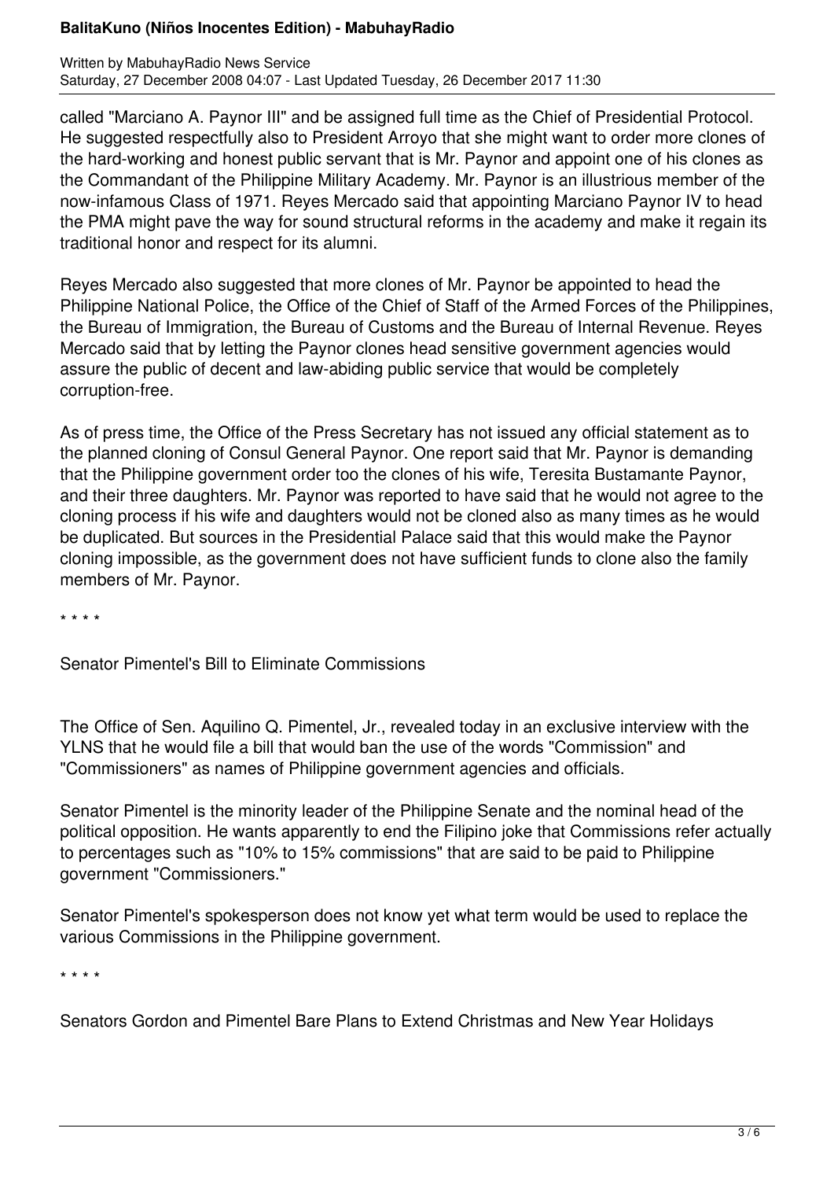called "Marciano A. Paynor III" and be assigned full time as the Chief of Presidential Protocol. He suggested respectfully also to President Arroyo that she might want to order more clones of the hard-working and honest public servant that is Mr. Paynor and appoint one of his clones as the Commandant of the Philippine Military Academy. Mr. Paynor is an illustrious member of the now-infamous Class of 1971. Reyes Mercado said that appointing Marciano Paynor IV to head the PMA might pave the way for sound structural reforms in the academy and make it regain its traditional honor and respect for its alumni.

Reyes Mercado also suggested that more clones of Mr. Paynor be appointed to head the Philippine National Police, the Office of the Chief of Staff of the Armed Forces of the Philippines, the Bureau of Immigration, the Bureau of Customs and the Bureau of Internal Revenue. Reyes Mercado said that by letting the Paynor clones head sensitive government agencies would assure the public of decent and law-abiding public service that would be completely corruption-free.

As of press time, the Office of the Press Secretary has not issued any official statement as to the planned cloning of Consul General Paynor. One report said that Mr. Paynor is demanding that the Philippine government order too the clones of his wife, Teresita Bustamante Paynor, and their three daughters. Mr. Paynor was reported to have said that he would not agree to the cloning process if his wife and daughters would not be cloned also as many times as he would be duplicated. But sources in the Presidential Palace said that this would make the Paynor cloning impossible, as the government does not have sufficient funds to clone also the family members of Mr. Paynor.

* * * *

Senator Pimentel's Bill to Eliminate Commissions

The Office of Sen. Aquilino Q. Pimentel, Jr., revealed today in an exclusive interview with the YLNS that he would file a bill that would ban the use of the words "Commission" and "Commissioners" as names of Philippine government agencies and officials.

Senator Pimentel is the minority leader of the Philippine Senate and the nominal head of the political opposition. He wants apparently to end the Filipino joke that Commissions refer actually to percentages such as "10% to 15% commissions" that are said to be paid to Philippine government "Commissioners."

Senator Pimentel's spokesperson does not know yet what term would be used to replace the various Commissions in the Philippine government.

* * * *

Senators Gordon and Pimentel Bare Plans to Extend Christmas and New Year Holidays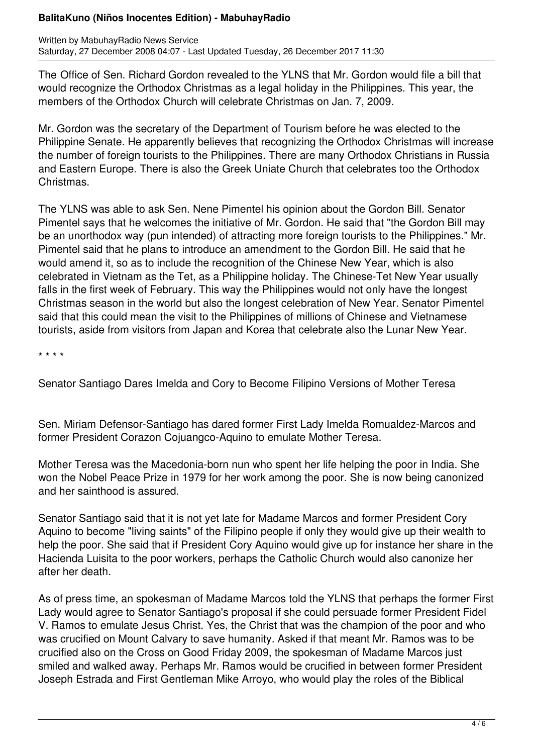The Office of Sen. Richard Gordon revealed to the YLNS that Mr. Gordon would file a bill that would recognize the Orthodox Christmas as a legal holiday in the Philippines. This year, the members of the Orthodox Church will celebrate Christmas on Jan. 7, 2009.

Mr. Gordon was the secretary of the Department of Tourism before he was elected to the Philippine Senate. He apparently believes that recognizing the Orthodox Christmas will increase the number of foreign tourists to the Philippines. There are many Orthodox Christians in Russia and Eastern Europe. There is also the Greek Uniate Church that celebrates too the Orthodox Christmas.

The YLNS was able to ask Sen. Nene Pimentel his opinion about the Gordon Bill. Senator Pimentel says that he welcomes the initiative of Mr. Gordon. He said that "the Gordon Bill may be an unorthodox way (pun intended) of attracting more foreign tourists to the Philippines." Mr. Pimentel said that he plans to introduce an amendment to the Gordon Bill. He said that he would amend it, so as to include the recognition of the Chinese New Year, which is also celebrated in Vietnam as the Tet, as a Philippine holiday. The Chinese-Tet New Year usually falls in the first week of February. This way the Philippines would not only have the longest Christmas season in the world but also the longest celebration of New Year. Senator Pimentel said that this could mean the visit to the Philippines of millions of Chinese and Vietnamese tourists, aside from visitors from Japan and Korea that celebrate also the Lunar New Year.

\* \* \* \*

Senator Santiago Dares Imelda and Cory to Become Filipino Versions of Mother Teresa

Sen. Miriam Defensor-Santiago has dared former First Lady Imelda Romualdez-Marcos and former President Corazon Cojuangco-Aquino to emulate Mother Teresa.

Mother Teresa was the Macedonia-born nun who spent her life helping the poor in India. She won the Nobel Peace Prize in 1979 for her work among the poor. She is now being canonized and her sainthood is assured.

Senator Santiago said that it is not yet late for Madame Marcos and former President Cory Aquino to become "living saints" of the Filipino people if only they would give up their wealth to help the poor. She said that if President Cory Aquino would give up for instance her share in the Hacienda Luisita to the poor workers, perhaps the Catholic Church would also canonize her after her death.

As of press time, an spokesman of Madame Marcos told the YLNS that perhaps the former First Lady would agree to Senator Santiago's proposal if she could persuade former President Fidel V. Ramos to emulate Jesus Christ. Yes, the Christ that was the champion of the poor and who was crucified on Mount Calvary to save humanity. Asked if that meant Mr. Ramos was to be crucified also on the Cross on Good Friday 2009, the spokesman of Madame Marcos just smiled and walked away. Perhaps Mr. Ramos would be crucified in between former President Joseph Estrada and First Gentleman Mike Arroyo, who would play the roles of the Biblical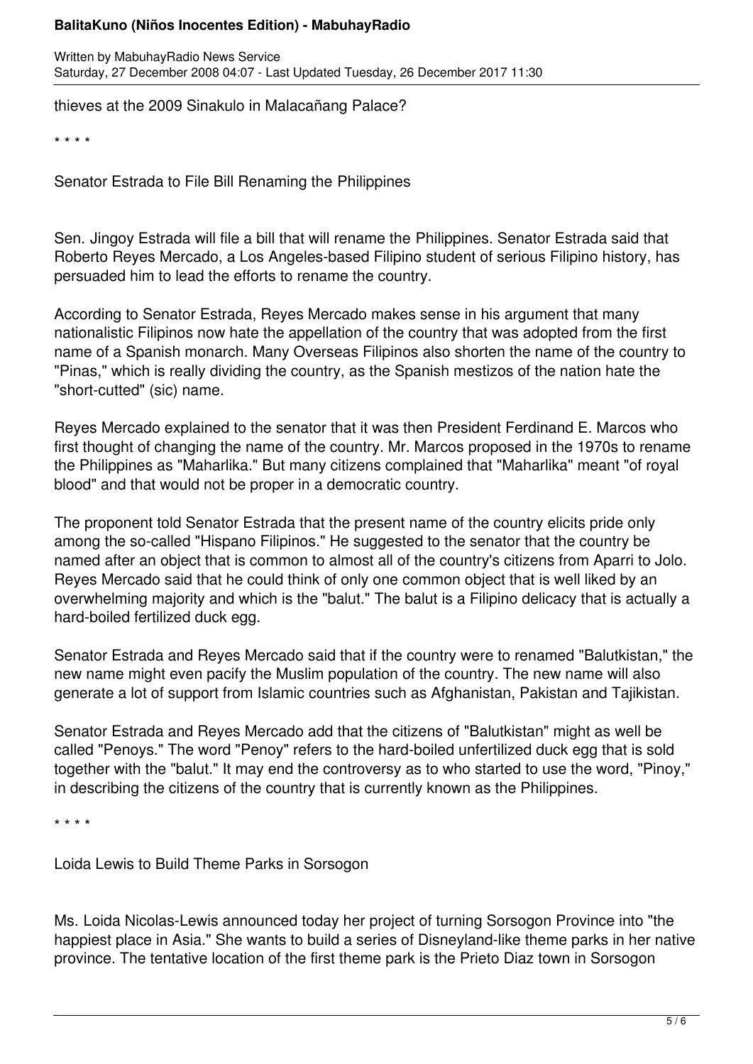thieves at the 2009 Sinakulo in Malacañang Palace?

* * * *

Senator Estrada to File Bill Renaming the Philippines

Sen. Jingoy Estrada will file a bill that will rename the Philippines. Senator Estrada said that Roberto Reyes Mercado, a Los Angeles-based Filipino student of serious Filipino history, has persuaded him to lead the efforts to rename the country.

According to Senator Estrada, Reyes Mercado makes sense in his argument that many nationalistic Filipinos now hate the appellation of the country that was adopted from the first name of a Spanish monarch. Many Overseas Filipinos also shorten the name of the country to "Pinas," which is really dividing the country, as the Spanish mestizos of the nation hate the "short-cutted" (sic) name.

Reyes Mercado explained to the senator that it was then President Ferdinand E. Marcos who first thought of changing the name of the country. Mr. Marcos proposed in the 1970s to rename the Philippines as "Maharlika." But many citizens complained that "Maharlika" meant "of royal blood" and that would not be proper in a democratic country.

The proponent told Senator Estrada that the present name of the country elicits pride only among the so-called "Hispano Filipinos." He suggested to the senator that the country be named after an object that is common to almost all of the country's citizens from Aparri to Jolo. Reyes Mercado said that he could think of only one common object that is well liked by an overwhelming majority and which is the "balut." The balut is a Filipino delicacy that is actually a hard-boiled fertilized duck egg.

Senator Estrada and Reyes Mercado said that if the country were to renamed "Balutkistan," the new name might even pacify the Muslim population of the country. The new name will also generate a lot of support from Islamic countries such as Afghanistan, Pakistan and Tajikistan.

Senator Estrada and Reyes Mercado add that the citizens of "Balutkistan" might as well be called "Penoys." The word "Penoy" refers to the hard-boiled unfertilized duck egg that is sold together with the "balut." It may end the controversy as to who started to use the word, "Pinoy," in describing the citizens of the country that is currently known as the Philippines.

* * * *

Loida Lewis to Build Theme Parks in Sorsogon

Ms. Loida Nicolas-Lewis announced today her project of turning Sorsogon Province into "the happiest place in Asia." She wants to build a series of Disneyland-like theme parks in her native province. The tentative location of the first theme park is the Prieto Diaz town in Sorsogon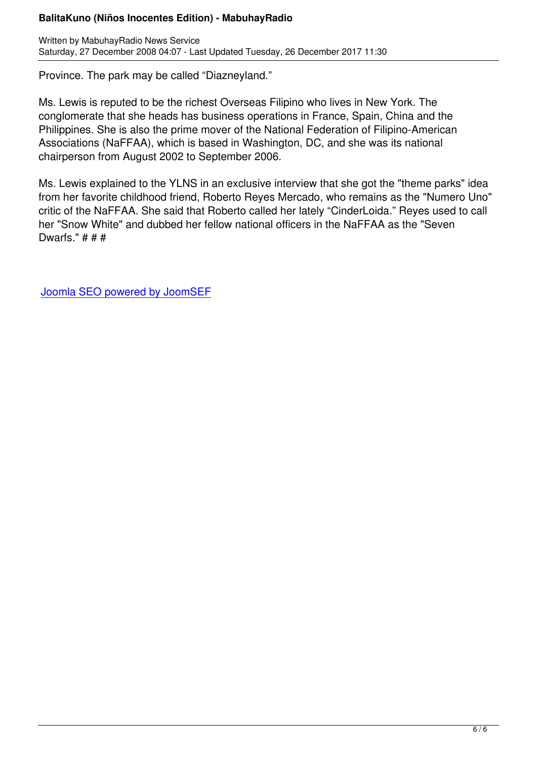Province. The park may be called "Diazneyland."

Ms. Lewis is reputed to be the richest Overseas Filipino who lives in New York. The conglomerate that she heads has business operations in France, Spain, China and the Philippines. She is also the prime mover of the National Federation of Filipino-American Associations (NaFFAA), which is based in Washington, DC, and she was its national chairperson from August 2002 to September 2006.

Ms. Lewis explained to the YLNS in an exclusive interview that she got the "theme parks" idea from her favorite childhood friend, Roberto Reyes Mercado, who remains as the "Numero Uno" critic of the NaFFAA. She said that Roberto called her lately "CinderLoida." Reyes used to call her "Snow White" and dubbed her fellow national officers in the NaFFAA as the "Seven Dwarfs." # # #

Joomla SEO powered by JoomSEF